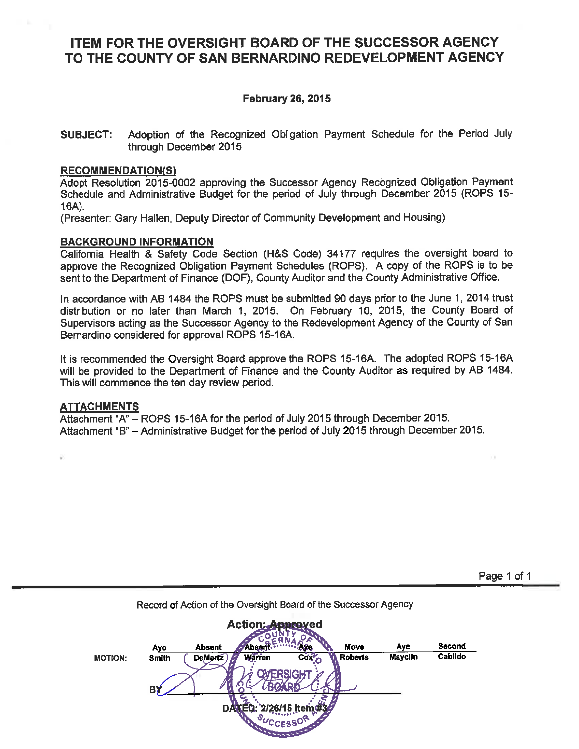# ITEM FOR THE OVERSIGHT BOARD OF THE SUCCESSOR AGENCY TO THE COUNTY OF SAN BERNARDINO REDEVELOPMENT AGENCY

**February 26, 2015**

**SUBJECT:** Adoption of the Recognized Obligation Payment Schedule for the Period July through December 2015

**RECOMMENDATION(S)**

Adopt Resolution 2015-0002 approving the Successor Agency Recognized Obligation Payment Schedule and Administrative Budget for the period of July through December 2015 (ROPS 15-16A).

(Presenter: Gary Hallen, Deputy Director of Community Development and Housing)

**BACKGROUND INFORMATION**

California Health & Safety Code Section (H&S Code) 34177 requires the oversight board to approve the Recognized Obligation Payment Schedules (ROPS). A copy of the ROPS is to be sent to the Department of Finance (DOF), County Auditor and the County Administrative Office.

In accordance with AB 1484 the ROPS must be submitted 90 days prior to the June 1, 2014 trust distribution or no later than March 1, 2015. On February 10, 2015, the County Board of Supervisors acting as the Successor Agency to the Redevelopment Agency of the County of San Bernardino considered for approval ROPS 15-16A.

It is recommended the Oversight Board approve the ROPS 15-16A. The adopted ROPS 15-16A will be provided to the Department of Finance and the County Auditor as required by AB 1484. This will commence the ten day review period.

**ATTACHMENTS**

Attachment "A" – ROPS 15-16A for the period of July 2015 through December 2015.
Attachment "B" – Administrative Budget for the period of July 2015 through December 2015.

Record of Action of the Oversight Board of the Successor Agency

**Action: Approved**

| MOTION: | Aye | Absent | Absent | Aye | Move | Aye | Second |
|---|---|---|---|---|---|---|---|
| | Smith | DeMartz | Warren | Cox | Roberts | Mayclin | Cabildo |

BY

DATED: 2/26/15 Item #3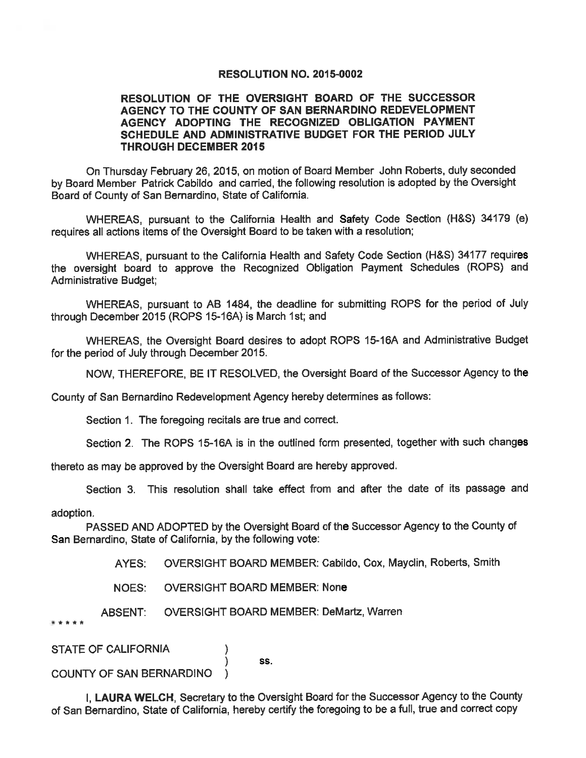**RESOLUTION NO. 2015-0002**

**RESOLUTION OF THE OVERSIGHT BOARD OF THE SUCCESSOR AGENCY TO THE COUNTY OF SAN BERNARDINO REDEVELOPMENT AGENCY ADOPTING THE RECOGNIZED OBLIGATION PAYMENT SCHEDULE AND ADMINISTRATIVE BUDGET FOR THE PERIOD JULY THROUGH DECEMBER 2015**

On Thursday February 26, 2015, on motion of Board Member John Roberts, duly seconded by Board Member Patrick Cabildo and carried, the following resolution is adopted by the Oversight Board of County of San Bernardino, State of California.

WHEREAS, pursuant to the California Health and Safety Code Section (H&S) 34179 (e) requires all actions items of the Oversight Board to be taken with a resolution;

WHEREAS, pursuant to the California Health and Safety Code Section (H&S) 34177 requires the oversight board to approve the Recognized Obligation Payment Schedules (ROPS) and Administrative Budget;

WHEREAS, pursuant to AB 1484, the deadline for submitting ROPS for the period of July through December 2015 (ROPS 15-16A) is March 1st; and

WHEREAS, the Oversight Board desires to adopt ROPS 15-16A and Administrative Budget for the period of July through December 2015.

NOW, THEREFORE, BE IT RESOLVED, the Oversight Board of the Successor Agency to the County of San Bernardino Redevelopment Agency hereby determines as follows:

Section 1. The foregoing recitals are true and correct.

Section 2. The ROPS 15-16A is in the outlined form presented, together with such changes thereto as may be approved by the Oversight Board are hereby approved.

Section 3. This resolution shall take effect from and after the date of its passage and adoption.

PASSED AND ADOPTED by the Oversight Board of the Successor Agency to the County of San Bernardino, State of California, by the following vote:

AYES: OVERSIGHT BOARD MEMBER: Cabildo, Cox, Mayclin, Roberts, Smith

NOES: OVERSIGHT BOARD MEMBER: None

ABSENT: OVERSIGHT BOARD MEMBER: DeMartz, Warren

* * * * *

STATE OF CALIFORNIA )
) ss.
COUNTY OF SAN BERNARDINO )

I, **LAURA WELCH**, Secretary to the Oversight Board for the Successor Agency to the County of San Bernardino, State of California, hereby certify the foregoing to be a full, true and correct copy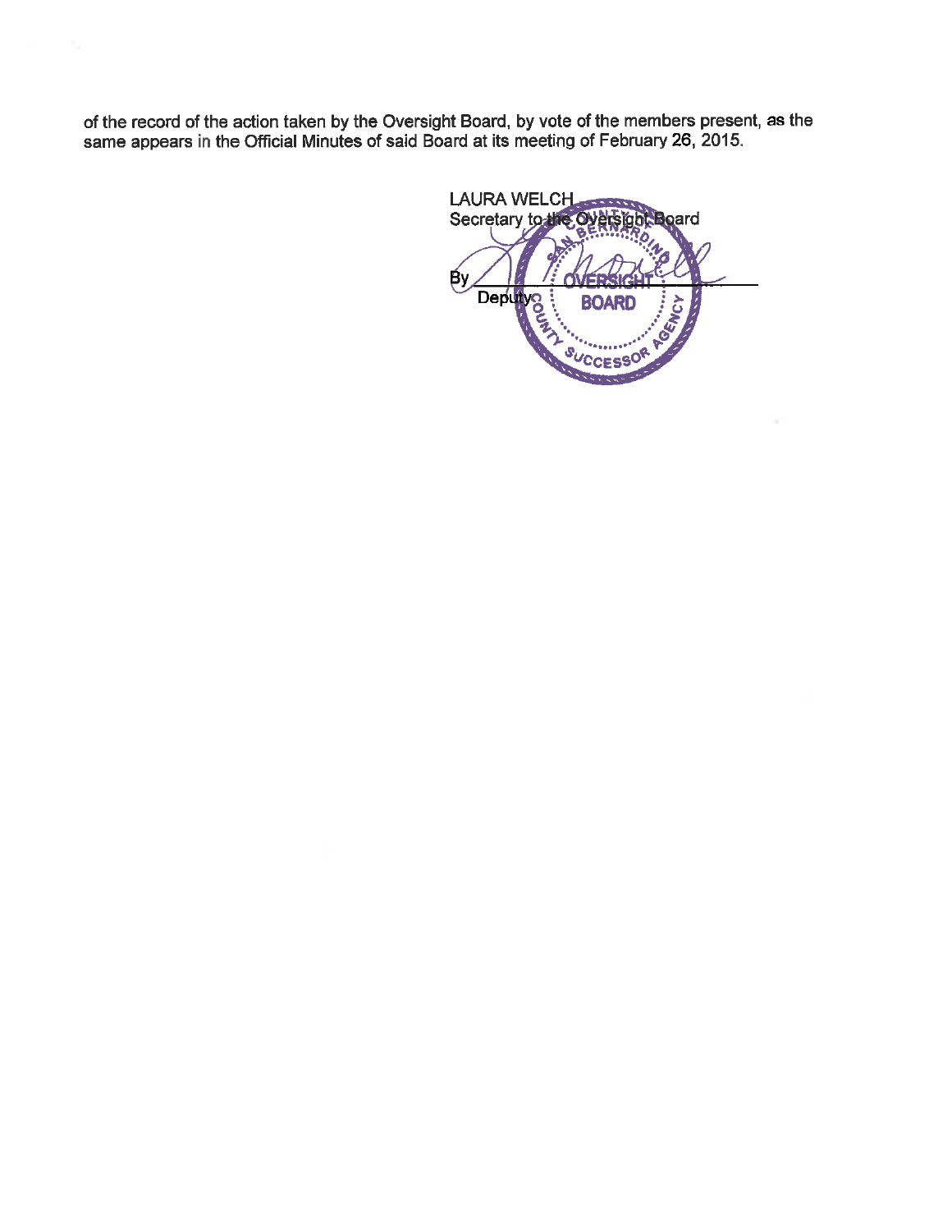of the record of the action taken by the Oversight Board, by vote of the members present, as the same appears in the Official Minutes of said Board at its meeting of February 26, 2015.

LAURA WELCH
Secretary to the Oversight Board

By ______________________
Deputy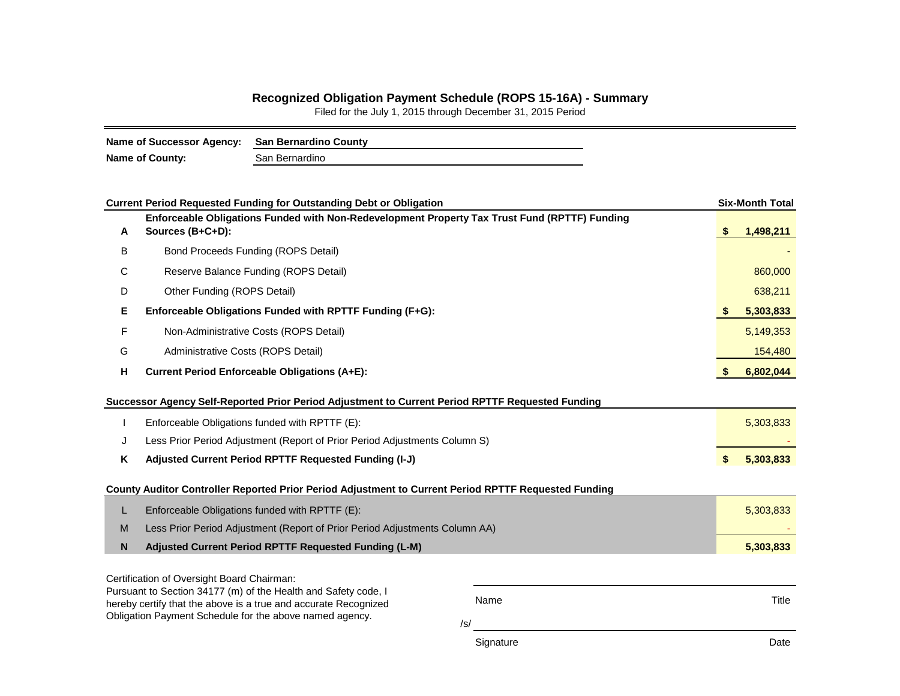## Recognized Obligation Payment Schedule (ROPS 15-16A) - Summary

Filed for the July 1, 2015 through December 31, 2015 Period

**Name of Successor Agency:** **San Bernardino County**

**Name of County:** San Bernardino

| | Current Period Requested Funding for Outstanding Debt or Obligation | Six-Month Total |
|---|---|---|
| **A** | **Enforceable Obligations Funded with Non-Redevelopment Property Tax Trust Fund (RPTTF) Funding Sources (B+C+D):** | **$ 1,498,211** |
| B | Bond Proceeds Funding (ROPS Detail) | - |
| C | Reserve Balance Funding (ROPS Detail) | 860,000 |
| D | Other Funding (ROPS Detail) | 638,211 |
| **E** | **Enforceable Obligations Funded with RPTTF Funding (F+G):** | **$ 5,303,833** |
| F | Non-Administrative Costs (ROPS Detail) | 5,149,353 |
| G | Administrative Costs (ROPS Detail) | 154,480 |
| **H** | **Current Period Enforceable Obligations (A+E):** | **$ 6,802,044** |

| | Successor Agency Self-Reported Prior Period Adjustment to Current Period RPTTF Requested Funding | |
|---|---|---|
| I | Enforceable Obligations funded with RPTTF (E): | 5,303,833 |
| J | Less Prior Period Adjustment (Report of Prior Period Adjustments Column S) | - |
| **K** | **Adjusted Current Period RPTTF Requested Funding (I-J)** | **$ 5,303,833** |

| | County Auditor Controller Reported Prior Period Adjustment to Current Period RPTTF Requested Funding | |
|---|---|---|
| L | Enforceable Obligations funded with RPTTF (E): | 5,303,833 |
| M | Less Prior Period Adjustment (Report of Prior Period Adjustments Column AA) | - |
| **N** | **Adjusted Current Period RPTTF Requested Funding (L-M)** | **5,303,833** |

Certification of Oversight Board Chairman:
Pursuant to Section 34177 (m) of the Health and Safety code, I hereby certify that the above is a true and accurate Recognized Obligation Payment Schedule for the above named agency.

Name ______________________ Title

/s/ ______________________

Signature ______________________ Date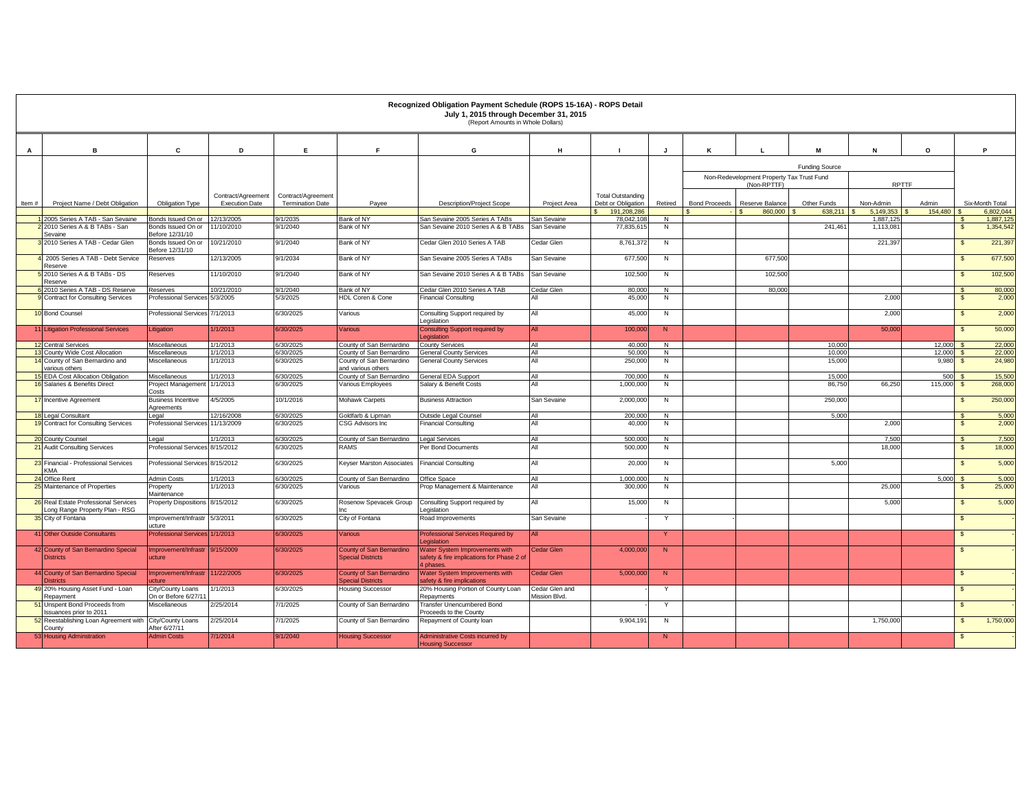# Recognized Obligation Payment Schedule (ROPS 15-16A) - ROPS Detail

## July 1, 2015 through December 31, 2015

(Report Amounts in Whole Dollars)

| A | B | C | D | E | F | G | H | I | J | K | L | M | N | O | P |
|---|---|---|---|---|---|---|---|---|---|---|---|---|---|---|---|
| | | | | | | | | | | Funding Source | | | | | |
| | | | | | | | | | | Non-Redevelopment Property Tax Trust Fund (Non-RPTTF) | | | RPTTF | | |
| Item # | Project Name / Debt Obligation | Obligation Type | Contract/Agreement Execution Date | Contract/Agreement Termination Date | Payee | Description/Project Scope | Project Area | Total Outstanding Debt or Obligation | Retired | Bond Proceeds | Reserve Balance | Other Funds | Non-Admin | Admin | Six-Month Total |
| | | | | | | | | $ 191,208,286 | | $ - | $ 860,000 | $ 638,211 | $ 5,149,353 | $ 154,480 | $ 6,802,044 |
| 1 | 2005 Series A TAB - San Sevaine | Bonds Issued On or Before 12/31/10 | 12/13/2005 | 9/1/2035 | Bank of NY | San Sevaine 2005 Series A TABs | San Sevaine | 78,042,108 | N | | | | 1,887,125 | | $ 1,887,125 |
| 2 | 2010 Series A & B TABs - San Sevaine | Bonds Issued On or Before 12/31/10 | 11/10/2010 | 9/1/2040 | Bank of NY | San Sevaine 2010 Series A & B TABs | San Sevaine | 77,835,615 | N | | | 241,461 | 1,113,081 | | $ 1,354,542 |
| 3 | 2010 Series A TAB - Cedar Glen | Bonds Issued On or Before 12/31/10 | 10/21/2010 | 9/1/2040 | Bank of NY | Cedar Glen 2010 Series A TAB | Cedar Glen | 8,761,372 | N | | | | 221,397 | | $ 221,397 |
| 4 | 2005 Series A TAB - Debt Service Reserve | Reserves | 12/13/2005 | 9/1/2034 | Bank of NY | San Sevaine 2005 Series A TABs | San Sevaine | 677,500 | N | | 677,500 | | | | $ 677,500 |
| 5 | 2010 Series A & B TABs - DS Reserve | Reserves | 11/10/2010 | 9/1/2040 | Bank of NY | San Sevaine 2010 Series A & B TABs | San Sevaine | 102,500 | N | | 102,500 | | | | $ 102,500 |
| 6 | 2010 Series A TAB - DS Reserve | Reserves | 10/21/2010 | 9/1/2040 | Bank of NY | Cedar Glen 2010 Series A TAB | Cedar Glen | 80,000 | N | | 80,000 | | | | $ 80,000 |
| 9 | Contract for Consulting Services | Professional Services | 5/3/2005 | 5/3/2025 | HDL Coren & Cone | Financial Consulting | All | 45,000 | N | | | | 2,000 | | $ 2,000 |
| 10 | Bond Counsel | Professional Services | 7/1/2013 | 6/30/2025 | Various | Consulting Support required by Legislation | All | 45,000 | N | | | | 2,000 | | $ 2,000 |
| 11 | Litigation Professional Services | Litigation | 1/1/2013 | 6/30/2025 | Various | Consulting Support required by Legislation | All | 100,000 | N | | | | 50,000 | | $ 50,000 |
| 12 | Central Services | Miscellaneous | 1/1/2013 | 6/30/2025 | County of San Bernardino | County Services | All | 40,000 | N | | | 10,000 | | 12,000 | $ 22,000 |
| 13 | County Wide Cost Allocation | Miscellaneous | 1/1/2013 | 6/30/2025 | County of San Bernardino | General County Services | All | 50,000 | N | | | 10,000 | | 12,000 | $ 22,000 |
| 14 | County of San Bernardino and various others | Miscellaneous | 1/1/2013 | 6/30/2025 | County of San Bernardino and various others | General County Services | All | 250,000 | N | | | 15,000 | | 9,980 | $ 24,980 |
| 15 | EDA Cost Allocation Obligation | Miscellaneous | 1/1/2013 | 6/30/2025 | County of San Bernardino | General EDA Support | All | 700,000 | N | | | 15,000 | | 500 | $ 15,500 |
| 16 | Salaries & Benefits Direct | Project Management Costs | 1/1/2013 | 6/30/2025 | Various Employees | Salary & Benefit Costs | All | 1,000,000 | N | | | 86,750 | 66,250 | 115,000 | $ 268,000 |
| 17 | Incentive Agreement | Business Incentive Agreements | 4/5/2005 | 10/1/2016 | Mohawk Carpets | Business Attraction | San Sevaine | 2,000,000 | N | | | 250,000 | | | $ 250,000 |
| 18 | Legal Consultant | Legal | 12/16/2008 | 6/30/2025 | Goldfarb & Lipman | Outside Legal Counsel | All | 200,000 | N | | | 5,000 | | | $ 5,000 |
| 19 | Contract for Consulting Services | Professional Services | 11/13/2009 | 6/30/2025 | CSG Advisors Inc | Financial Consulting | All | 40,000 | N | | | | 2,000 | | $ 2,000 |
| 20 | County Counsel | Legal | 1/1/2013 | 6/30/2025 | County of San Bernardino | Legal Services | All | 500,000 | N | | | | 7,500 | | $ 7,500 |
| 21 | Audit Consulting Services | Professional Services | 8/15/2012 | 6/30/2025 | RAMS | Per Bond Documents | All | 500,000 | N | | | | 18,000 | | $ 18,000 |
| 23 | Financial - Professional Services KMA | Professional Services | 8/15/2012 | 6/30/2025 | Keyser Marston Associates | Financial Consulting | All | 20,000 | N | | | 5,000 | | | $ 5,000 |
| 24 | Office Rent | Admin Costs | 1/1/2013 | 6/30/2025 | County of San Bernardino | Office Space | All | 1,000,000 | N | | | | | 5,000 | $ 5,000 |
| 25 | Maintenance of Properties | Property Maintenance | 1/1/2013 | 6/30/2025 | Various | Prop Management & Maintenance | All | 300,000 | N | | | | 25,000 | | $ 25,000 |
| 26 | Real Estate Professional Services Long Range Property Plan - RSG | Property Dispositions | 8/15/2012 | 6/30/2025 | Rosenow Spevacek Group Inc | Consulting Support required by Legislation | All | 15,000 | N | | | | 5,000 | | $ 5,000 |
| 35 | City of Fontana | Improvement/Infrastructure | 5/3/2011 | 6/30/2025 | City of Fontana | Road Improvements | San Sevaine | - | Y | | | | | | $ - |
| 41 | Other Outside Consultants | Professional Services | 1/1/2013 | 6/30/2025 | Various | Professional Services Required by Legislation | All | | Y | | | | | | $ - |
| 42 | County of San Bernardino Special Districts | Improvement/Infrastructure | 9/15/2009 | 6/30/2025 | County of San Bernardino Special Districts | Water System Improvements with safety & fire implications for Phase 2 of 4 phases. | Cedar Glen | 4,000,000 | N | | | | | | $ - |
| 44 | County of San Bernardino Special Districts | Improvement/Infrastructure | 11/22/2005 | 6/30/2025 | County of San Bernardino Special Districts | Water System Improvements with safety & fire implications | Cedar Glen | 5,000,000 | N | | | | | | $ - |
| 49 | 20% Housing Asset Fund - Loan Repayment | City/County Loans On or Before 6/27/11 | 1/1/2013 | 6/30/2025 | Housing Successor | 20% Housing Portion of County Loan Repayments | Cedar Glen and Mission Blvd. | - | Y | | | | | | $ - |
| 51 | Unspent Bond Proceeds from Issuances prior to 2011 | Miscellaneous | 2/25/2014 | 7/1/2025 | County of San Bernardino | Transfer Unencumbered Bond Proceeds to the County | | - | Y | | | | | | $ - |
| 52 | Reestablishing Loan Agreement with County | City/County Loans After 6/27/11 | 2/25/2014 | 7/1/2025 | County of San Bernardino | Repayment of County loan | | 9,904,191 | N | | | | 1,750,000 | | $ 1,750,000 |
| 53 | Housing Adminstration | Admin Costs | 7/1/2014 | 9/1/2040 | Housing Successor | Administrative Costs incurred by Housing Successor | | | N | | | | | | $ - |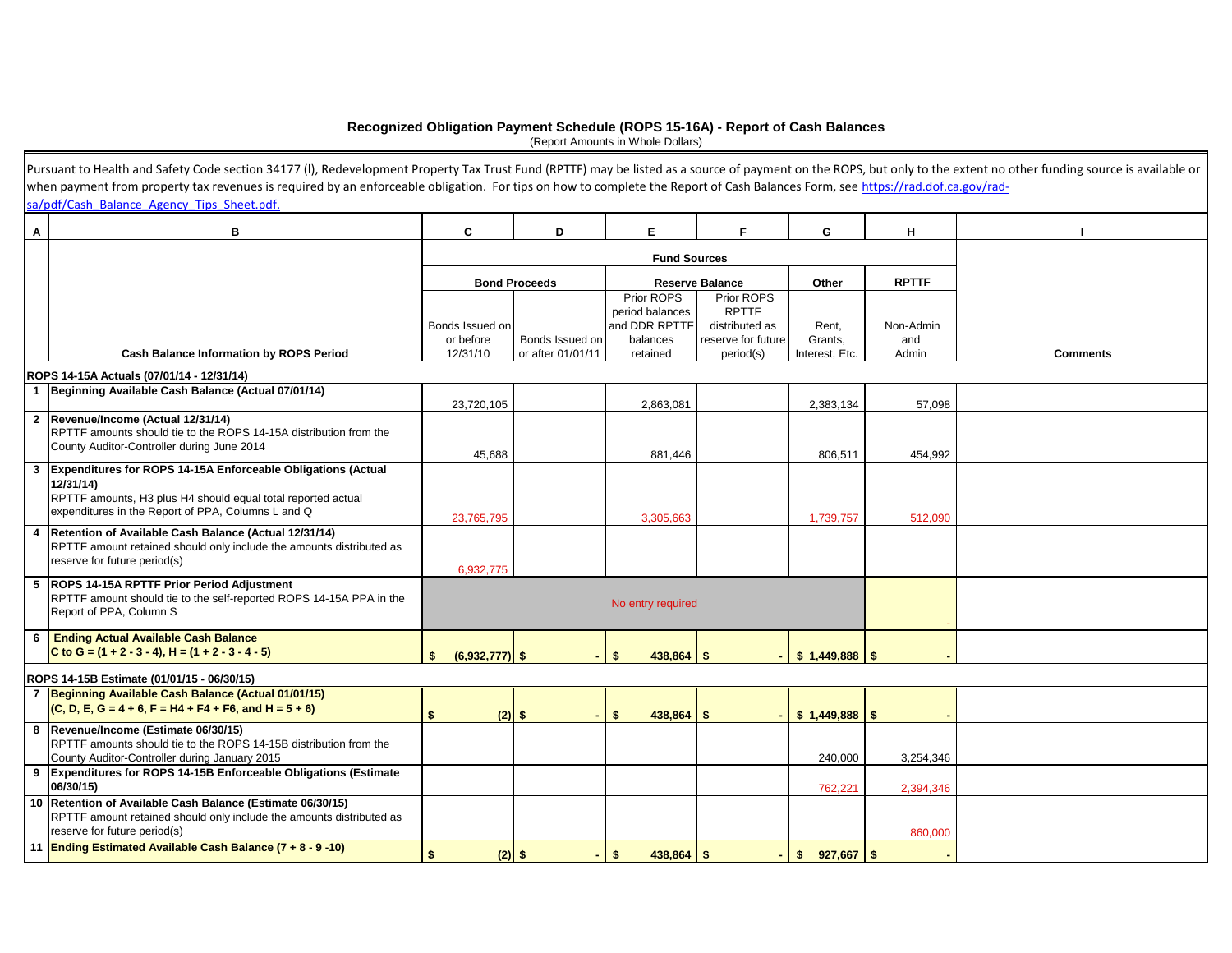## Recognized Obligation Payment Schedule (ROPS 15-16A) - Report of Cash Balances

(Report Amounts in Whole Dollars)

Pursuant to Health and Safety Code section 34177 (l), Redevelopment Property Tax Trust Fund (RPTTF) may be listed as a source of payment on the ROPS, but only to the extent no other funding source is available or when payment from property tax revenues is required by an enforceable obligation. For tips on how to complete the Report of Cash Balances Form, see https://rad.dof.ca.gov/rad-sa/pdf/Cash_Balance_Agency_Tips_Sheet.pdf.

| A | B | C | D | E | F | G | H | I |
|---|---|---|---|---|---|---|---|---|
| | | Fund Sources | | | | | | |
| | | Bond Proceeds | | Reserve Balance | | Other | RPTTF | |
| | Cash Balance Information by ROPS Period | Bonds Issued on or before 12/31/10 | Bonds Issued on or after 01/01/11 | Prior ROPS period balances and DDR RPTTF balances retained | Prior ROPS RPTTF distributed as reserve for future period(s) | Rent, Grants, Interest, Etc. | Non-Admin and Admin | Comments |
| | **ROPS 14-15A Actuals (07/01/14 - 12/31/14)** | | | | | | | |
| 1 | **Beginning Available Cash Balance (Actual 07/01/14)** | 23,720,105 | | 2,863,081 | | 2,383,134 | 57,098 | |
| 2 | **Revenue/Income (Actual 12/31/14)** RPTTF amounts should tie to the ROPS 14-15A distribution from the County Auditor-Controller during June 2014 | 45,688 | | 881,446 | | 806,511 | 454,992 | |
| 3 | **Expenditures for ROPS 14-15A Enforceable Obligations (Actual 12/31/14)** RPTTF amounts, H3 plus H4 should equal total reported actual expenditures in the Report of PPA, Columns L and Q | 23,765,795 | | 3,305,663 | | 1,739,757 | 512,090 | |
| 4 | **Retention of Available Cash Balance (Actual 12/31/14)** RPTTF amount retained should only include the amounts distributed as reserve for future period(s) | 6,932,775 | | | | | | |
| 5 | **ROPS 14-15A RPTTF Prior Period Adjustment** RPTTF amount should tie to the self-reported ROPS 14-15A PPA in the Report of PPA, Column S | No entry required | | | | | - | |
| 6 | **Ending Actual Available Cash Balance** **C to G = (1 + 2 - 3 - 4), H = (1 + 2 - 3 - 4 - 5)** | $ (6,932,777) | $ - | $ 438,864 | $ - | $ 1,449,888 | $ - | |
| | **ROPS 14-15B Estimate (01/01/15 - 06/30/15)** | | | | | | | |
| 7 | **Beginning Available Cash Balance (Actual 01/01/15)** **(C, D, E, G = 4 + 6, F = H4 + F4 + F6, and H = 5 + 6)** | $ (2) | $ - | $ 438,864 | $ - | $ 1,449,888 | $ - | |
| 8 | **Revenue/Income (Estimate 06/30/15)** RPTTF amounts should tie to the ROPS 14-15B distribution from the County Auditor-Controller during January 2015 | | | | | 240,000 | 3,254,346 | |
| 9 | **Expenditures for ROPS 14-15B Enforceable Obligations (Estimate 06/30/15)** | | | | | 762,221 | 2,394,346 | |
| 10 | **Retention of Available Cash Balance (Estimate 06/30/15)** RPTTF amount retained should only include the amounts distributed as reserve for future period(s) | | | | | | 860,000 | |
| 11 | **Ending Estimated Available Cash Balance (7 + 8 - 9 -10)** | $ (2) | $ - | $ 438,864 | $ - | $ 927,667 | $ - | |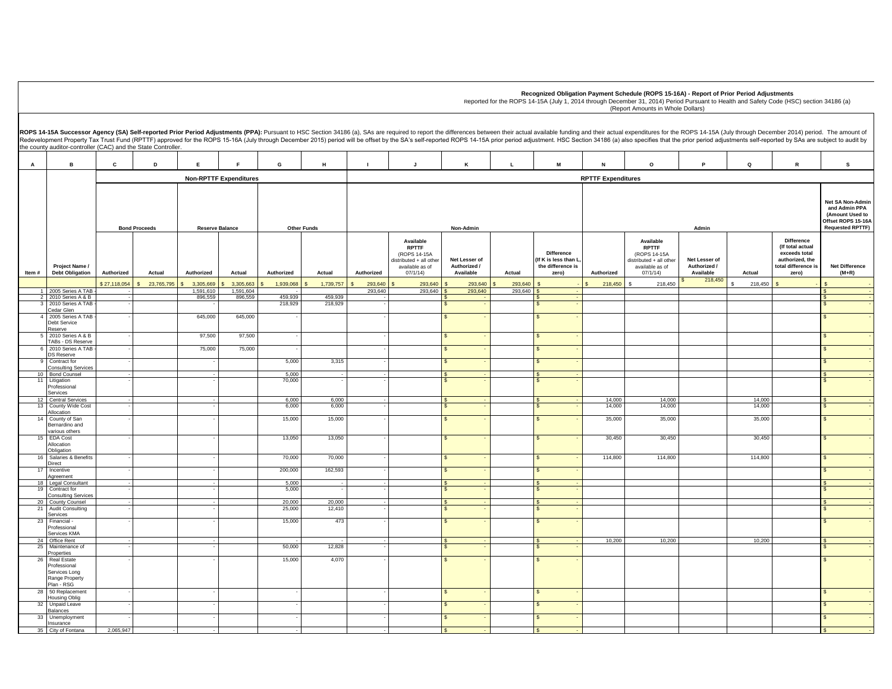**Recognized Obligation Payment Schedule (ROPS 15-16A) - Report of Prior Period Adjustments**

Reported for the ROPS 14-15A (July 1, 2014 through December 31, 2014) Period Pursuant to Health and Safety Code (HSC) section 34186 (a)

(Report Amounts in Whole Dollars)

**ROPS 14-15A Successor Agency (SA) Self-reported Prior Period Adjustments (PPA):** Pursuant to HSC Section 34186 (a), SAs are required to report the differences between their actual available funding and their actual expenditures for the ROPS 14-15A (July through December 2014) period. The amount of Redevelopment Property Tax Trust Fund (RPTTF) approved for the ROPS 15-16A (July through December 2015) period will be offset by the SA's self-reported ROPS 14-15A prior period adjustment. HSC Section 34186 (a) also specifies that the prior period adjustments self-reported by SAs are subject to audit by the county auditor-controller (CAC) and the State Controller.

| A | B | C | D | E | F | G | H | I | J | K | L | M | N | O | P | Q | R | S |
|---|---|---|---|---|---|---|---|---|---|---|---|---|---|---|---|---|---|---|
| | | Non-RPTTF Expenditures | | | | | | RPTTF Expenditures | | | | | | | | | | |
| | | Bond Proceeds | | Reserve Balance | | Other Funds | | Non-Admin | | | | | Admin | | | | | Net SA Non-Admin and Admin PPA (Amount Used to Offset ROPS 15-16A Requested RPTTF) |
| Item # | Project Name / Debt Obligation | Authorized | Actual | Authorized | Actual | Authorized | Actual | Authorized | Available RPTTF (ROPS 14-15A distributed + all other available as of 07/1/14) | Net Lesser of Authorized / Available | Actual | Difference (If K is less than L, the difference is zero) | Authorized | Available RPTTF (ROPS 14-15A distributed + all other available as of 07/1/14) | Net Lesser of Authorized / Available | Actual | Difference (If total actual exceeds total authorized, the total difference is zero) | Net Difference (M+R) |
| | | $ 27,118,054 | $ 23,765,795 | $ 3,305,669 | $ 3,305,663 | $ 1,939,068 | $ 1,739,757 | $ 293,640 | $ 293,640 | $ 293,640 | $ 293,640 | $ - | $ 218,450 | $ 218,450 | $ 218,450 | $ 218,450 | $ - | $ - |
| 1 | 2005 Series A TAB | - | | 1,591,610 | 1,591,604 | - | | 293,640 | 293,640 | $ 293,640 | 293,640 | $ - | | | | | | $ - |
| 2 | 2010 Series A & B | - | | 896,559 | 896,559 | 459,939 | 459,939 | - | | $ - | | $ - | | | | | | $ - |
| 3 | 2010 Series A TAB - Cedar Glen | - | | - | | 218,929 | 218,929 | - | | $ - | | $ - | | | | | | $ - |
| 4 | 2005 Series A TAB - Debt Service Reserve | - | | 645,000 | 645,000 | - | | - | | $ - | | $ - | | | | | | $ - |
| 5 | 2010 Series A & B TABs - DS Reserve | - | | 97,500 | 97,500 | - | | - | | $ - | | $ - | | | | | | $ - |
| 6 | 2010 Series A TAB - DS Reserve | - | | 75,000 | 75,000 | - | | - | | $ - | | $ - | | | | | | $ - |
| 9 | Contract for Consulting Services | - | | - | | 5,000 | 3,315 | - | | $ - | | $ - | | | | | | $ - |
| 10 | Bond Counsel | - | | - | | 5,000 | - | - | | $ - | | $ - | | | | | | $ - |
| 11 | Litigation Professional Services | - | | - | | 70,000 | - | - | | $ - | | $ - | | | | | | $ - |
| 12 | Central Services | - | | - | | 6,000 | 6,000 | - | | $ - | | $ - | 14,000 | 14,000 | | 14,000 | | $ - |
| 13 | County Wide Cost Allocation | - | | - | | 6,000 | 6,000 | - | | $ - | | $ - | 14,000 | 14,000 | | 14,000 | | $ - |
| 14 | County of San Bernardino and various others | - | | - | | 15,000 | 15,000 | - | | $ - | | $ - | 35,000 | 35,000 | | 35,000 | | $ - |
| 15 | EDA Cost Allocation Obligation | - | | - | | 13,050 | 13,050 | - | | $ - | | $ - | 30,450 | 30,450 | | 30,450 | | $ - |
| 16 | Salaries & Benefits Direct | - | | - | | 70,000 | 70,000 | - | | $ - | | $ - | 114,800 | 114,800 | | 114,800 | | $ - |
| 17 | Incentive Agreement | - | | - | | 200,000 | 162,593 | - | | $ - | | $ - | | | | | | $ - |
| 18 | Legal Consultant | - | | - | | 5,000 | - | - | | $ - | | $ - | | | | | | $ - |
| 19 | Contract for Consulting Services | - | | - | | 5,000 | - | - | | $ - | | $ - | | | | | | $ - |
| 20 | County Counsel | - | | - | | 20,000 | 20,000 | - | | $ - | | $ - | | | | | | $ - |
| 21 | Audit Consulting Services | - | | - | | 25,000 | 12,410 | - | | $ - | | $ - | | | | | | $ - |
| 23 | Financial - Professional Services KMA | - | | - | | 15,000 | 473 | - | | $ - | | $ - | | | | | | $ - |
| 24 | Office Rent | - | | - | | - | - | - | | $ - | | $ - | 10,200 | 10,200 | | 10,200 | | $ - |
| 25 | Maintenance of Properties | - | | - | | 50,000 | 12,828 | - | | $ - | | $ - | | | | | | $ - |
| 26 | Real Estate Professional Services Long Range Property Plan - RSG | - | | - | | 15,000 | 4,070 | - | | $ - | | $ - | | | | | | $ - |
| 28 | 50 Replacement Housing Oblig | - | | - | | - | | - | | $ - | | $ - | | | | | | $ - |
| 32 | Unpaid Leave Balances | - | | - | | - | | - | | $ - | | $ - | | | | | | $ - |
| 33 | Unemployment Insurance | - | | - | | - | | - | | $ - | | $ - | | | | | | $ - |
| 35 | City of Fontana | 2,065,947 | - | - | | - | | - | | $ - | | $ - | | | | | | $ - |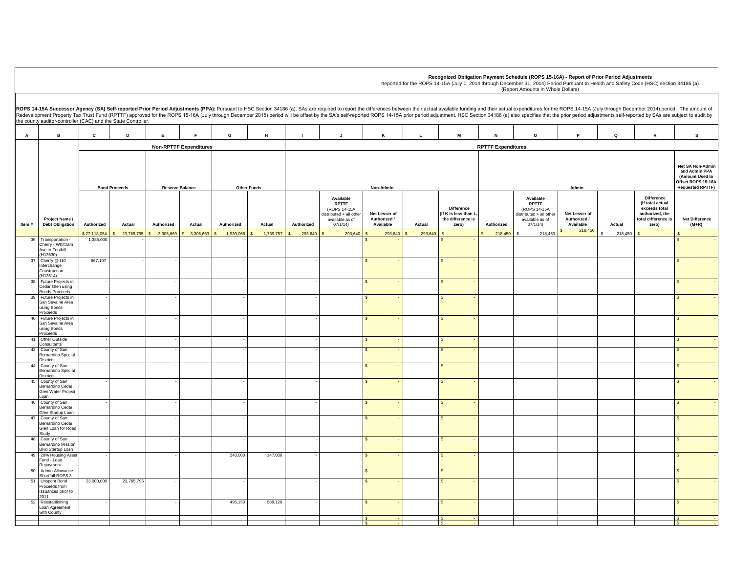**Recognized Obligation Payment Schedule (ROPS 15-16A) - Report of Prior Period Adjustments**
Reported for the ROPS 14-15A (July 1, 2014 through December 31, 2014) Period Pursuant to Health and Safety Code (HSC) section 34186 (a)
(Report Amounts in Whole Dollars)

**ROPS 14-15A Successor Agency (SA) Self-reported Prior Period Adjustments (PPA):** Pursuant to HSC Section 34186 (a), SAs are required to report the differences between their actual available funding and their actual expenditures for the ROPS 14-15A (July through December 2014) period. The amount of Redevelopment Property Tax Trust Fund (RPTTF) approved for the ROPS 15-16A (July through December 2015) period will be offset by the SA's self-reported ROPS 14-15A prior period adjustment. HSC Section 34186 (a) also specifies that the prior period adjustments self-reported by SAs are subject to audit by the county auditor-controller (CAC) and the State Controller.

| A | B | C | D | E | F | G | H | I | J | K | L | M | N | O | P | Q | R | S |
|---|---|---|---|---|---|---|---|---|---|---|---|---|---|---|---|---|---|---|
| | | Non-RPTTF Expenditures | | | | | | RPTTF Expenditures | | | | | | | | | | |
| | | Bond Proceeds | | Reserve Balance | | Other Funds | | Non-Admin | | | | | Admin | | | | | Net SA Non-Admin and Admin PPA (Amount Used to Offset ROPS 15-16A Requested RPTTF) |
| Item # | Project Name / Debt Obligation | Authorized | Actual | Authorized | Actual | Authorized | Actual | Authorized | Available RPTTF (ROPS 14-15A distributed + all other available as of 07/1/14) | Net Lesser of Authorized / Available | Actual | Difference (If K is less than L, the difference is zero) | Authorized | Available RPTTF (ROPS 14-15A distributed + all other available as of 07/1/14) | Net Lesser of Authorized / Available | Actual | Difference (If total actual exceeds total authorized, the total difference is zero) | Net Difference (M+R) |
| | | $ 27,118,054 | $ 23,765,795 | $ 3,305,669 | $ 3,305,663 | $ 1,939,068 | $ 1,739,757 | $ 293,640 | $ 293,640 | $ 293,640 | $ 293,640 | $ - | $ 218,450 | $ 218,450 | $ 218,450 | $ 218,450 | $ - | $ - |
| 36 | Transportation - Cherry - Whittram Ave to Foothill (H13630) | 1,385,000 | - | - | | - | | - | | $ - | | $ - | | | | | | $ - |
| 37 | Cherry @ I10 Interchange Construction (H13514) | 667,107 | - | - | | - | | - | | $ - | | $ - | | | | | | $ - |
| 38 | Future Projects in Cedar Glen using Bonds Proceeds | - | | - | | - | | - | | $ - | | $ - | | | | | | $ - |
| 39 | Future Projects in San Sevaine Area using Bonds Proceeds | - | | - | | - | | - | | $ - | | $ - | | | | | | $ - |
| 40 | Future Projects in San Sevaine Area using Bonds Proceeds | - | | - | | - | | - | | $ - | | $ - | | | | | | $ - |
| 41 | Other Outside Consultants | - | | - | | - | | - | | $ - | | $ - | | | | | | $ - |
| 42 | County of San Bernardino Special Districts | - | | - | | - | | - | | $ - | | $ - | | | | | | $ - |
| 44 | County of San Bernardino Special Districts | - | | - | | - | | - | | $ - | | $ - | | | | | | $ - |
| 45 | County of San Bernardino Cedar Glen Water Project Loan | - | | - | | - | | - | | $ - | | $ - | | | | | | $ - |
| 46 | County of San Bernardino Cedar Glen Startup Loan | - | | - | | - | | - | | $ - | | $ - | | | | | | $ - |
| 47 | County of San Bernardino Cedar Glen Loan for Road Study | - | | - | | - | | - | | $ - | | $ - | | | | | | $ - |
| 48 | County of San Bernardino Mission Blvd Startup Loan | - | | - | | - | | - | | $ - | | $ - | | | | | | $ - |
| 49 | 20% Housing Asset Fund - Loan Repayment | - | | - | | 240,000 | 147,030 | - | | $ - | | $ - | | | | | | $ - |
| 50 | Admin Allowance Shortfall ROPS 3 | - | | - | | - | | - | | $ - | | $ - | | | | | | $ - |
| 51 | Unspent Bond Proceeds from Issuances prior to 2011 | 23,000,000 | 23,765,795 | - | | - | | - | | $ - | | $ - | | | | | | $ - |
| 52 | Reestablishing Loan Agreement with County | - | | - | | 495,150 | 588,120 | - | | $ - | | $ - | | | | | | $ - |
| | | | | | | | | | | $ - | | $ - | | | | | | $ - |
| | | | | | | | | | | $ - | | $ - | | | | | | $ - |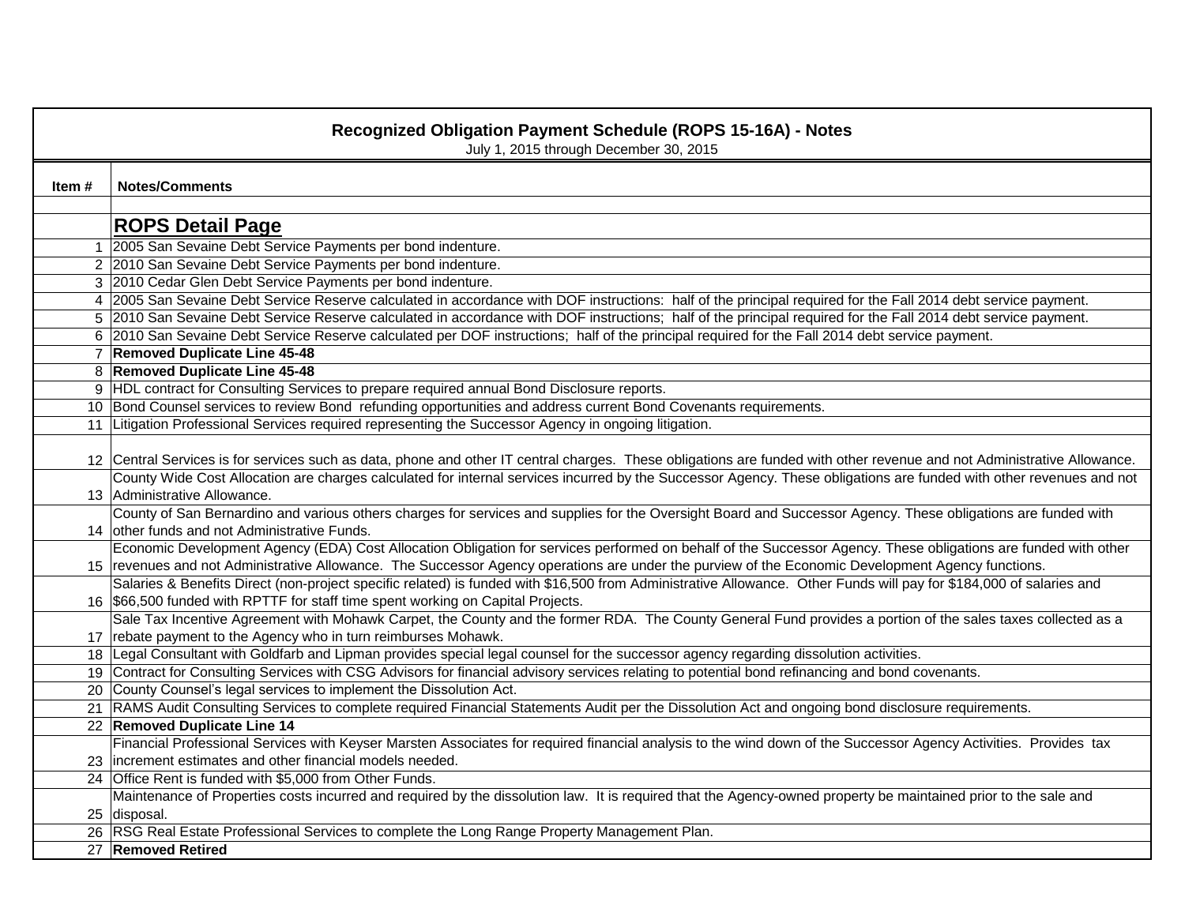## Recognized Obligation Payment Schedule (ROPS 15-16A) - Notes

July 1, 2015 through December 30, 2015

| Item # | Notes/Comments |
|---|---|
| | |
| | **ROPS Detail Page** |
| 1 | 2005 San Sevaine Debt Service Payments per bond indenture. |
| 2 | 2010 San Sevaine Debt Service Payments per bond indenture. |
| 3 | 2010 Cedar Glen Debt Service Payments per bond indenture. |
| 4 | 2005 San Sevaine Debt Service Reserve calculated in accordance with DOF instructions: half of the principal required for the Fall 2014 debt service payment. |
| 5 | 2010 San Sevaine Debt Service Reserve calculated in accordance with DOF instructions; half of the principal required for the Fall 2014 debt service payment. |
| 6 | 2010 San Sevaine Debt Service Reserve calculated per DOF instructions; half of the principal required for the Fall 2014 debt service payment. |
| 7 | **Removed Duplicate Line 45-48** |
| 8 | **Removed Duplicate Line 45-48** |
| 9 | HDL contract for Consulting Services to prepare required annual Bond Disclosure reports. |
| 10 | Bond Counsel services to review Bond refunding opportunities and address current Bond Covenants requirements. |
| 11 | Litigation Professional Services required representing the Successor Agency in ongoing litigation. |
| 12 | Central Services is for services such as data, phone and other IT central charges. These obligations are funded with other revenue and not Administrative Allowance. |
| 13 | County Wide Cost Allocation are charges calculated for internal services incurred by the Successor Agency. These obligations are funded with other revenues and not Administrative Allowance. |
| 14 | County of San Bernardino and various others charges for services and supplies for the Oversight Board and Successor Agency. These obligations are funded with other funds and not Administrative Funds. |
| 15 | Economic Development Agency (EDA) Cost Allocation Obligation for services performed on behalf of the Successor Agency. These obligations are funded with other revenues and not Administrative Allowance. The Successor Agency operations are under the purview of the Economic Development Agency functions. |
| 16 | Salaries & Benefits Direct (non-project specific related) is funded with $16,500 from Administrative Allowance. Other Funds will pay for $184,000 of salaries and $66,500 funded with RPTTF for staff time spent working on Capital Projects. |
| 17 | Sale Tax Incentive Agreement with Mohawk Carpet, the County and the former RDA. The County General Fund provides a portion of the sales taxes collected as a rebate payment to the Agency who in turn reimburses Mohawk. |
| 18 | Legal Consultant with Goldfarb and Lipman provides special legal counsel for the successor agency regarding dissolution activities. |
| 19 | Contract for Consulting Services with CSG Advisors for financial advisory services relating to potential bond refinancing and bond covenants. |
| 20 | County Counsel's legal services to implement the Dissolution Act. |
| 21 | RAMS Audit Consulting Services to complete required Financial Statements Audit per the Dissolution Act and ongoing bond disclosure requirements. |
| 22 | **Removed Duplicate Line 14** |
| 23 | Financial Professional Services with Keyser Marsten Associates for required financial analysis to the wind down of the Successor Agency Activities. Provides tax increment estimates and other financial models needed. |
| 24 | Office Rent is funded with $5,000 from Other Funds. |
| 25 | Maintenance of Properties costs incurred and required by the dissolution law. It is required that the Agency-owned property be maintained prior to the sale and disposal. |
| 26 | RSG Real Estate Professional Services to complete the Long Range Property Management Plan. |
| 27 | **Removed Retired** |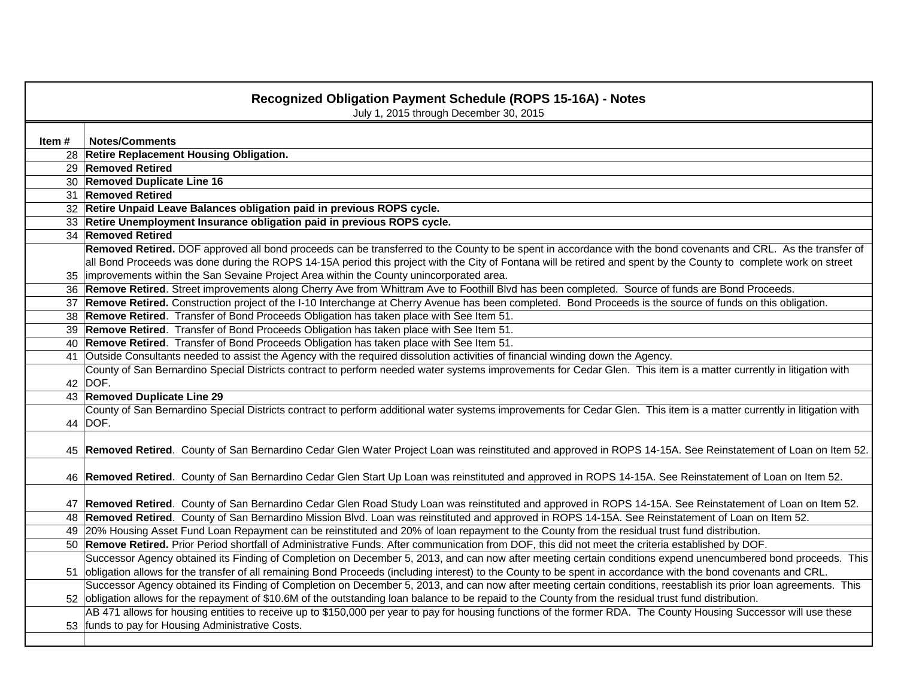## Recognized Obligation Payment Schedule (ROPS 15-16A) - Notes

July 1, 2015 through December 30, 2015

| Item # | Notes/Comments |
|---|---|
| 28 | **Retire Replacement Housing Obligation.** |
| 29 | **Removed Retired** |
| 30 | **Removed Duplicate Line 16** |
| 31 | **Removed Retired** |
| 32 | **Retire Unpaid Leave Balances obligation paid in previous ROPS cycle.** |
| 33 | **Retire Unemployment Insurance obligation paid in previous ROPS cycle.** |
| 34 | **Removed Retired** |
| 35 | **Removed Retired.** DOF approved all bond proceeds can be transferred to the County to be spent in accordance with the bond covenants and CRL. As the transfer of all Bond Proceeds was done during the ROPS 14-15A period this project with the City of Fontana will be retired and spent by the County to complete work on street improvements within the San Sevaine Project Area within the County unincorporated area. |
| 36 | **Remove Retired**. Street improvements along Cherry Ave from Whittram Ave to Foothill Blvd has been completed. Source of funds are Bond Proceeds. |
| 37 | **Remove Retired.** Construction project of the I-10 Interchange at Cherry Avenue has been completed. Bond Proceeds is the source of funds on this obligation. |
| 38 | **Remove Retired**. Transfer of Bond Proceeds Obligation has taken place with See Item 51. |
| 39 | **Remove Retired**. Transfer of Bond Proceeds Obligation has taken place with See Item 51. |
| 40 | **Remove Retired**. Transfer of Bond Proceeds Obligation has taken place with See Item 51. |
| 41 | Outside Consultants needed to assist the Agency with the required dissolution activities of financial winding down the Agency. |
| 42 | County of San Bernardino Special Districts contract to perform needed water systems improvements for Cedar Glen. This item is a matter currently in litigation with DOF. |
| 43 | **Removed Duplicate Line 29** |
| 44 | County of San Bernardino Special Districts contract to perform additional water systems improvements for Cedar Glen. This item is a matter currently in litigation with DOF. |
| 45 | **Removed Retired**. County of San Bernardino Cedar Glen Water Project Loan was reinstituted and approved in ROPS 14-15A. See Reinstatement of Loan on Item 52. |
| 46 | **Removed Retired**. County of San Bernardino Cedar Glen Start Up Loan was reinstituted and approved in ROPS 14-15A. See Reinstatement of Loan on Item 52. |
| 47 | **Removed Retired**. County of San Bernardino Cedar Glen Road Study Loan was reinstituted and approved in ROPS 14-15A. See Reinstatement of Loan on Item 52. |
| 48 | **Removed Retired**. County of San Bernardino Mission Blvd. Loan was reinstituted and approved in ROPS 14-15A. See Reinstatement of Loan on Item 52. |
| 49 | 20% Housing Asset Fund Loan Repayment can be reinstituted and 20% of loan repayment to the County from the residual trust fund distribution. |
| 50 | **Remove Retired.** Prior Period shortfall of Administrative Funds. After communication from DOF, this did not meet the criteria established by DOF. |
| 51 | Successor Agency obtained its Finding of Completion on December 5, 2013, and can now after meeting certain conditions expend unencumbered bond proceeds. This obligation allows for the transfer of all remaining Bond Proceeds (including interest) to the County to be spent in accordance with the bond covenants and CRL. |
| 52 | Successor Agency obtained its Finding of Completion on December 5, 2013, and can now after meeting certain conditions, reestablish its prior loan agreements. This obligation allows for the repayment of $10.6M of the outstanding loan balance to be repaid to the County from the residual trust fund distribution. |
| 53 | AB 471 allows for housing entities to receive up to $150,000 per year to pay for housing functions of the former RDA. The County Housing Successor will use these funds to pay for Housing Administrative Costs. |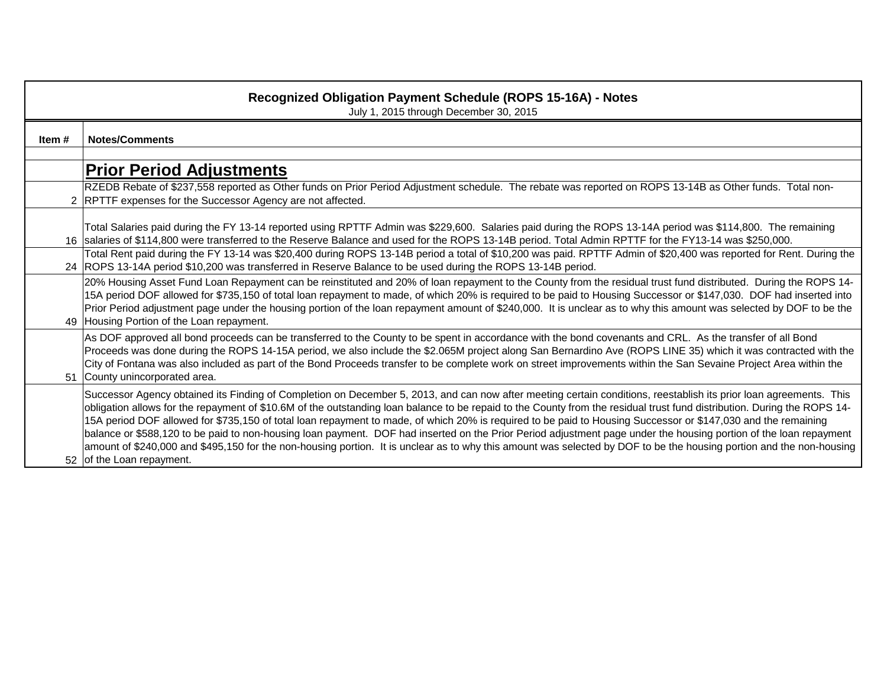## Recognized Obligation Payment Schedule (ROPS 15-16A) - Notes

July 1, 2015 through December 30, 2015

| Item # | Notes/Comments |
|---|---|
| | **Prior Period Adjustments** |
| 2 | RZEDB Rebate of $237,558 reported as Other funds on Prior Period Adjustment schedule. The rebate was reported on ROPS 13-14B as Other funds. Total non-RPTTF expenses for the Successor Agency are not affected. |
| 16 | Total Salaries paid during the FY 13-14 reported using RPTTF Admin was $229,600. Salaries paid during the ROPS 13-14A period was $114,800. The remaining salaries of $114,800 were transferred to the Reserve Balance and used for the ROPS 13-14B period. Total Admin RPTTF for the FY13-14 was $250,000. |
| 24 | Total Rent paid during the FY 13-14 was $20,400 during ROPS 13-14B period a total of $10,200 was paid. RPTTF Admin of $20,400 was reported for Rent. During the ROPS 13-14A period $10,200 was transferred in Reserve Balance to be used during the ROPS 13-14B period. |
| 49 | 20% Housing Asset Fund Loan Repayment can be reinstituted and 20% of loan repayment to the County from the residual trust fund distributed. During the ROPS 14-15A period DOF allowed for $735,150 of total loan repayment to made, of which 20% is required to be paid to Housing Successor or $147,030. DOF had inserted into Prior Period adjustment page under the housing portion of the loan repayment amount of $240,000. It is unclear as to why this amount was selected by DOF to be the Housing Portion of the Loan repayment. |
| 51 | As DOF approved all bond proceeds can be transferred to the County to be spent in accordance with the bond covenants and CRL. As the transfer of all Bond Proceeds was done during the ROPS 14-15A period, we also include the $2.065M project along San Bernardino Ave (ROPS LINE 35) which it was contracted with the City of Fontana was also included as part of the Bond Proceeds transfer to be complete work on street improvements within the San Sevaine Project Area within the County unincorporated area. |
| 52 | Successor Agency obtained its Finding of Completion on December 5, 2013, and can now after meeting certain conditions, reestablish its prior loan agreements. This obligation allows for the repayment of $10.6M of the outstanding loan balance to be repaid to the County from the residual trust fund distribution. During the ROPS 14-15A period DOF allowed for $735,150 of total loan repayment to made, of which 20% is required to be paid to Housing Successor or $147,030 and the remaining balance or $588,120 to be paid to non-housing loan payment. DOF had inserted on the Prior Period adjustment page under the housing portion of the loan repayment amount of $240,000 and $495,150 for the non-housing portion. It is unclear as to why this amount was selected by DOF to be the housing portion and the non-housing of the Loan repayment. |